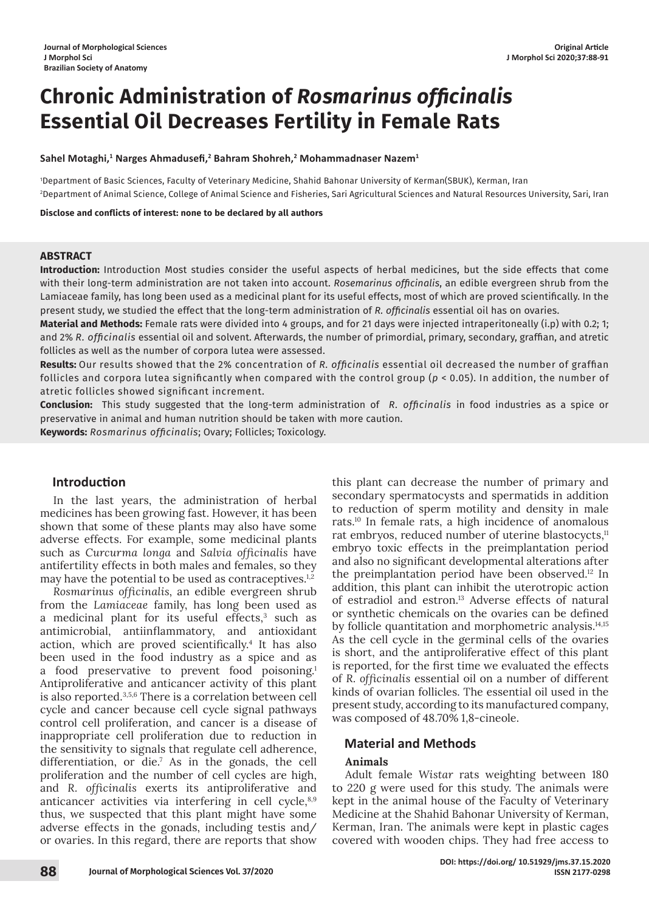# Chronic Administration of *Rosmarinus officinalis* Essential Oil Decreases Fertility in Female Rats

**Sahel Motaghi,[1] Narges Ahmadusefi,[2] Bahram Shohreh,[2] Mohammadnaser Nazem[1]**

[1]Department of Basic Sciences, Faculty of Veterinary Medicine, Shahid Bahonar University of Kerman(SBUK), Kerman, Iran

[2]Department of Animal Science, College of Animal Science and Fisheries, Sari Agricultural Sciences and Natural Resources University, Sari, Iran

**Disclose and conflicts of interest: none to be declared by all authors**

## ABSTRACT

**Introduction:** Introduction Most studies consider the useful aspects of herbal medicines, but the side effects that come with their long-term administration are not taken into account. *Rosmarinus officinalis*, an edible evergreen shrub from the Lamiaceae family, has long been used as a medicinal plant for its useful effects, most of which are proved scientifically. In the present study, we studied the effect that the long-term administration of *R. officinalis* essential oil has on ovaries.

**Material and Methods:** Female rats were divided into 4 groups, and for 21 days were injected intraperitoneally (i.p) with 0.2; 1; and 2% *R. officinalis* essential oil and solvent. Afterwards, the number of primordial, primary, secondary, graffian, and atretic follicles as well as the number of corpora lutea were assessed.

**Results:** Our results showed that the 2% concentration of *R. officinalis* essential oil decreased the number of graffian follicles and corpora lutea significantly when compared with the control group ($p < 0.05$). In addition, the number of atretic follicles showed significant increment.

**Conclusion:** This study suggested that the long-term administration of *R. officinalis* in food industries as a spice or preservative in animal and human nutrition should be taken with more caution.

**Keywords:** *Rosmarinus officinalis*; Ovary; Follicles; Toxicology.

## Introduction

In the last years, the administration of herbal medicines has been growing fast. However, it has been shown that some of these plants may also have some adverse effects. For example, some medicinal plants such as *Curcurma longa* and *Salvia officinalis* have antifertility effects in both males and females, so they may have the potential to be used as contraceptives.[1,2]

*Rosmarinus officinalis*, an edible evergreen shrub from the *Lamiaceae* family, has long been used as a medicinal plant for its useful effects,[3] such as antimicrobial, antiinflammatory, and antioxidant action, which are proved scientifically.[4] It has also been used in the food industry as a spice and as a food preservative to prevent food poisoning.[1] Antiproliferative and anticancer activity of this plant is also reported.[3,5,6] There is a correlation between cell cycle and cancer because cell cycle signal pathways control cell proliferation, and cancer is a disease of inappropriate cell proliferation due to reduction in the sensitivity to signals that regulate cell adherence, differentiation, or die.[7] As in the gonads, the cell proliferation and the number of cell cycles are high, and *R. officinalis* exerts its antiproliferative and anticancer activities via interfering in cell cycle,[8,9] thus, we suspected that this plant might have some adverse effects in the gonads, including testis and/or ovaries. In this regard, there are reports that show this plant can decrease the number of primary and secondary spermatocysts and spermatids in addition to reduction of sperm motility and density in male rats.[10] In female rats, a high incidence of anomalous rat embryos, reduced number of uterine blastocycts,[11] embryo toxic effects in the preimplantation period and also no significant developmental alterations after the preimplantation period have been observed.[12] In addition, this plant can inhibit the uterotropic action of estradiol and estron.[13] Adverse effects of natural or synthetic chemicals on the ovaries can be defined by follicle quantitation and morphometric analysis.[14,15] As the cell cycle in the germinal cells of the ovaries is short, and the antiproliferative effect of this plant is reported, for the first time we evaluated the effects of *R. officinalis* essential oil on a number of different kinds of ovarian follicles. The essential oil used in the present study, according to its manufactured company, was composed of 48.70% 1,8-cineole.

## Material and Methods

### Animals

Adult female *Wistar* rats weighting between 180 to 220 g were used for this study. The animals were kept in the animal house of the Faculty of Veterinary Medicine at the Shahid Bahonar University of Kerman, Kerman, Iran. The animals were kept in plastic cages covered with wooden chips. They had free access to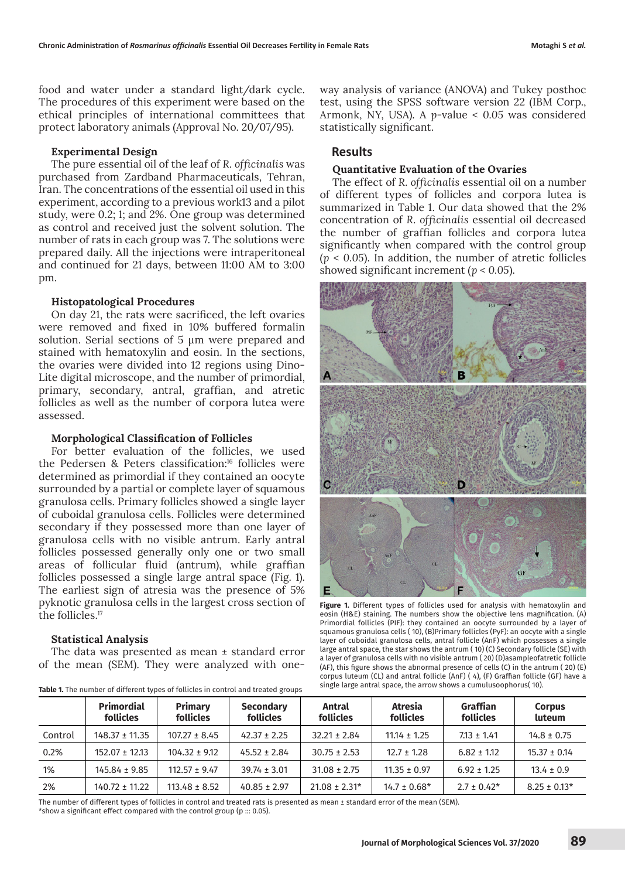food and water under a standard light/dark cycle. The procedures of this experiment were based on the ethical principles of international committees that protect laboratory animals (Approval No. 20/07/95).

### Experimental Design

The pure essential oil of the leaf of *R. officinalis* was purchased from Zardband Pharmaceuticals, Tehran, Iran. The concentrations of the essential oil used in this experiment, according to a previous work13 and a pilot study, were 0.2; 1; and 2%. One group was determined as control and received just the solvent solution. The number of rats in each group was 7. The solutions were prepared daily. All the injections were intraperitoneal and continued for 21 days, between 11:00 AM to 3:00 pm.

### Histopathological Procedures

On day 21, the rats were sacrificed, the left ovaries were removed and fixed in 10% buffered formalin solution. Serial sections of 5 μm were prepared and stained with hematoxylin and eosin. In the sections, the ovaries were divided into 12 regions using Dino-Lite digital microscope, and the number of primordial, primary, secondary, antral, graffian, and atretic follicles as well as the number of corpora lutea were assessed.

### Morphological Classification of Follicles

For better evaluation of the follicles, we used the Pedersen & Peters classification:[16] follicles were determined as primordial if they contained an oocyte surrounded by a partial or complete layer of squamous granulosa cells. Primary follicles showed a single layer of cuboidal granulosa cells. Follicles were determined secondary if they possessed more than one layer of granulosa cells with no visible antrum. Early antral follicles possessed generally only one or two small areas of follicular fluid (antrum), while graffian follicles possessed a single large antral space (Fig. 1). The earliest sign of atresia was the presence of 5% pyknotic granulosa cells in the largest cross section of the follicles.[17]

### Statistical Analysis

The data was presented as mean ± standard error of the mean (SEM). They were analyzed with one-way analysis of variance (ANOVA) and Tukey posthoc test, using the SPSS software version 22 (IBM Corp., Armonk, NY, USA). A *p*-value < 0.05 was considered statistically significant.

## Results

### Quantitative Evaluation of the Ovaries

The effect of *R. officinalis* essential oil on a number of different types of follicles and corpora lutea is summarized in Table 1. Our data showed that the 2% concentration of *R. officinalis* essential oil decreased the number of graffian follicles and corpora lutea significantly when compared with the control group ($p < 0.05$). In addition, the number of atretic follicles showed significant increment ($p < 0.05$).

**Figure 1.** Different types of follicles used for analysis with hematoxylin and eosin (H&E) staining. The numbers show the objective lens magnification. (A) Primordial follicles (PlF): they contained an oocyte surrounded by a layer of squamous granulosa cells ( 10), (B)Primary follicles (PyF): an oocyte with a single layer of cuboidal granulosa cells, antral follicle (AnF) which possesses a single large antral space, the star shows the antrum ( 10) (C) Secondary follicle (SE) with a layer of granulosa cells with no visible antrum ( 20) (D)asampleofatretic follicle (AF), this figure shows the abnormal presence of cells (C) in the antrum ( 20) (E) corpus luteum (CL) and antral follicle (AnF) ( 4), (F) Graffian follicle (GF) have a single large antral space, the arrow shows a cumulusoophorus( 10).

**Table 1.** The number of different types of follicles in control and treated groups

| | Primordial follicles | Primary follicles | Secondary follicles | Antral follicles | Atresia follicles | Graffian follicles | Corpus luteum |
|---|---|---|---|---|---|---|---|
| Control | 148.37 ± 11.35 | 107.27 ± 8.45 | 42.37 ± 2.25 | 32.21 ± 2.84 | 11.14 ± 1.25 | 7.13 ± 1.41 | 14.8 ± 0.75 |
| 0.2% | 152.07 ± 12.13 | 104.32 ± 9.12 | 45.52 ± 2.84 | 30.75 ± 2.53 | 12.7 ± 1.28 | 6.82 ± 1.12 | 15.37 ± 0.14 |
| 1% | 145.84 ± 9.85 | 112.57 ± 9.47 | 39.74 ± 3.01 | 31.08 ± 2.75 | 11.35 ± 0.97 | 6.92 ± 1.25 | 13.4 ± 0.9 |
| 2% | 140.72 ± 11.22 | 113.48 ± 8.52 | 40.85 ± 2.97 | 21.08 ± 2.31* | 14.7 ± 0.68* | 2.7 ± 0.42* | 8.25 ± 0.13* |

The number of different types of follicles in control and treated rats is presented as mean ± standard error of the mean (SEM).
*show a significant effect compared with the control group (p ::: 0.05).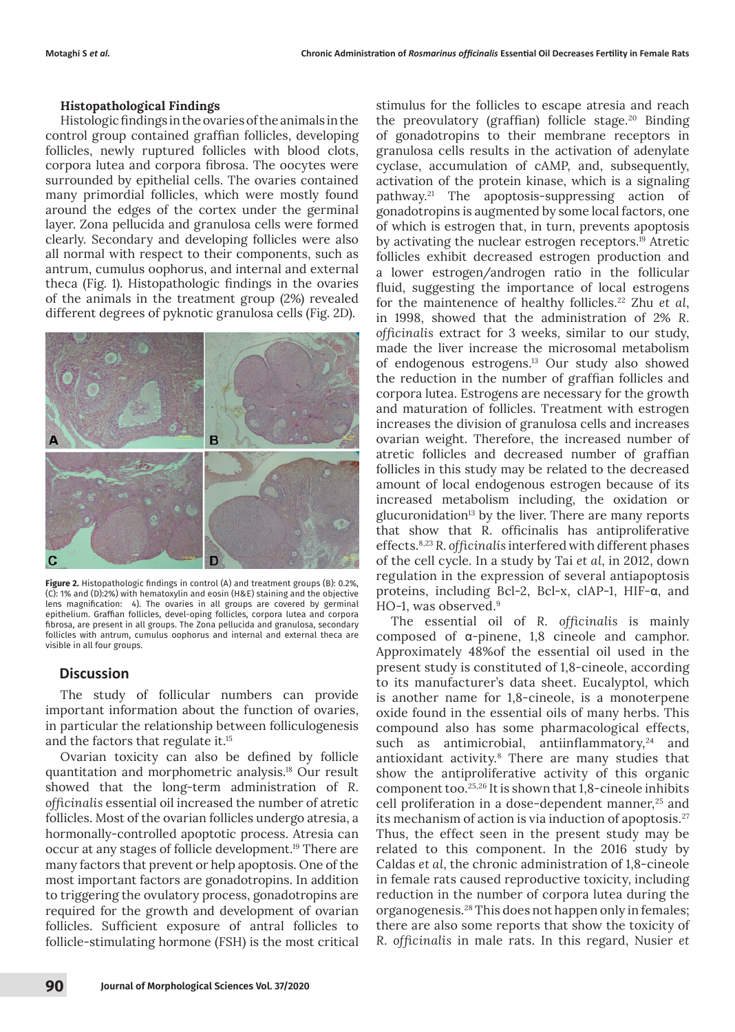### Histopathological Findings

Histologic findings in the ovaries of the animals in the control group contained graffian follicles, developing follicles, newly ruptured follicles with blood clots, corpora lutea and corpora fibrosa. The oocytes were surrounded by epithelial cells. The ovaries contained many primordial follicles, which were mostly found around the edges of the cortex under the germinal layer. Zona pellucida and granulosa cells were formed clearly. Secondary and developing follicles were also all normal with respect to their components, such as antrum, cumulus oophorus, and internal and external theca (Fig. 1). Histopathologic findings in the ovaries of the animals in the treatment group (2%) revealed different degrees of pyknotic granulosa cells (Fig. 2D).

**Figure 2.** Histopathologic findings in control (A) and treatment groups (B): 0.2%, (C): 1% and (D):2%) with hematoxylin and eosin (H&E) staining and the objective lens magnification: 4). The ovaries in all groups are covered by germinal epithelium. Graffian follicles, devel-oping follicles, corpora lutea and corpora fibrosa, are present in all groups. The Zona pellucida and granulosa, secondary follicles with antrum, cumulus oophorus and internal and external theca are visible in all four groups.

## Discussion

The study of follicular numbers can provide important information about the function of ovaries, in particular the relationship between folliculogenesis and the factors that regulate it.[15]

Ovarian toxicity can also be defined by follicle quantitation and morphometric analysis.[18] Our result showed that the long-term administration of *R. officinalis* essential oil increased the number of atretic follicles. Most of the ovarian follicles undergo atresia, a hormonally-controlled apoptotic process. Atresia can occur at any stages of follicle development.[19] There are many factors that prevent or help apoptosis. One of the most important factors are gonadotropins. In addition to triggering the ovulatory process, gonadotropins are required for the growth and development of ovarian follicles. Sufficient exposure of antral follicles to follicle-stimulating hormone (FSH) is the most critical stimulus for the follicles to escape atresia and reach the preovulatory (graffian) follicle stage.[20] Binding of gonadotropins to their membrane receptors in granulosa cells results in the activation of adenylate cyclase, accumulation of cAMP, and, subsequently, activation of the protein kinase, which is a signaling pathway.[21] The apoptosis-suppressing action of gonadotropins is augmented by some local factors, one of which is estrogen that, in turn, prevents apoptosis by activating the nuclear estrogen receptors.[19] Atretic follicles exhibit decreased estrogen production and a lower estrogen/androgen ratio in the follicular fluid, suggesting the importance of local estrogens for the maintenence of healthy follicles.[22] Zhu *et al*, in 1998, showed that the administration of 2% *R. officinalis* extract for 3 weeks, similar to our study, made the liver increase the microsomal metabolism of endogenous estrogens.[13] Our study also showed the reduction in the number of graffian follicles and corpora lutea. Estrogens are necessary for the growth and maturation of follicles. Treatment with estrogen increases the division of granulosa cells and increases ovarian weight. Therefore, the increased number of atretic follicles and decreased number of graffian follicles in this study may be related to the decreased amount of local endogenous estrogen because of its increased metabolism including, the oxidation or glucuronidation[13] by the liver. There are many reports that show that R. officinalis has antiproliferative effects.[8,23] *R. officinalis* interfered with different phases of the cell cycle. In a study by Tai *et al*, in 2012, down regulation in the expression of several antiapoptosis proteins, including Bcl-2, Bcl-x, cIAP-1, HIF-α, and HO-1, was observed.[9]

The essential oil of *R. officinalis* is mainly composed of α-pinene, 1,8 cineole and camphor. Approximately 48%of the essential oil used in the present study is constituted of 1,8-cineole, according to its manufacturer's data sheet. Eucalyptol, which is another name for 1,8-cineole, is a monoterpene oxide found in the essential oils of many herbs. This compound also has some pharmacological effects, such as antimicrobial, antiinflammatory,[24] and antioxidant activity.[8] There are many studies that show the antiproliferative activity of this organic component too.[25,26] It is shown that 1,8-cineole inhibits cell proliferation in a dose-dependent manner,[25] and its mechanism of action is via induction of apoptosis.[27] Thus, the effect seen in the present study may be related to this component. In the 2016 study by Caldas *et al*, the chronic administration of 1,8-cineole in female rats caused reproductive toxicity, including reduction in the number of corpora lutea during the organogenesis.[28] This does not happen only in females; there are also some reports that show the toxicity of *R. officinalis* in male rats. In this regard, Nusier *et*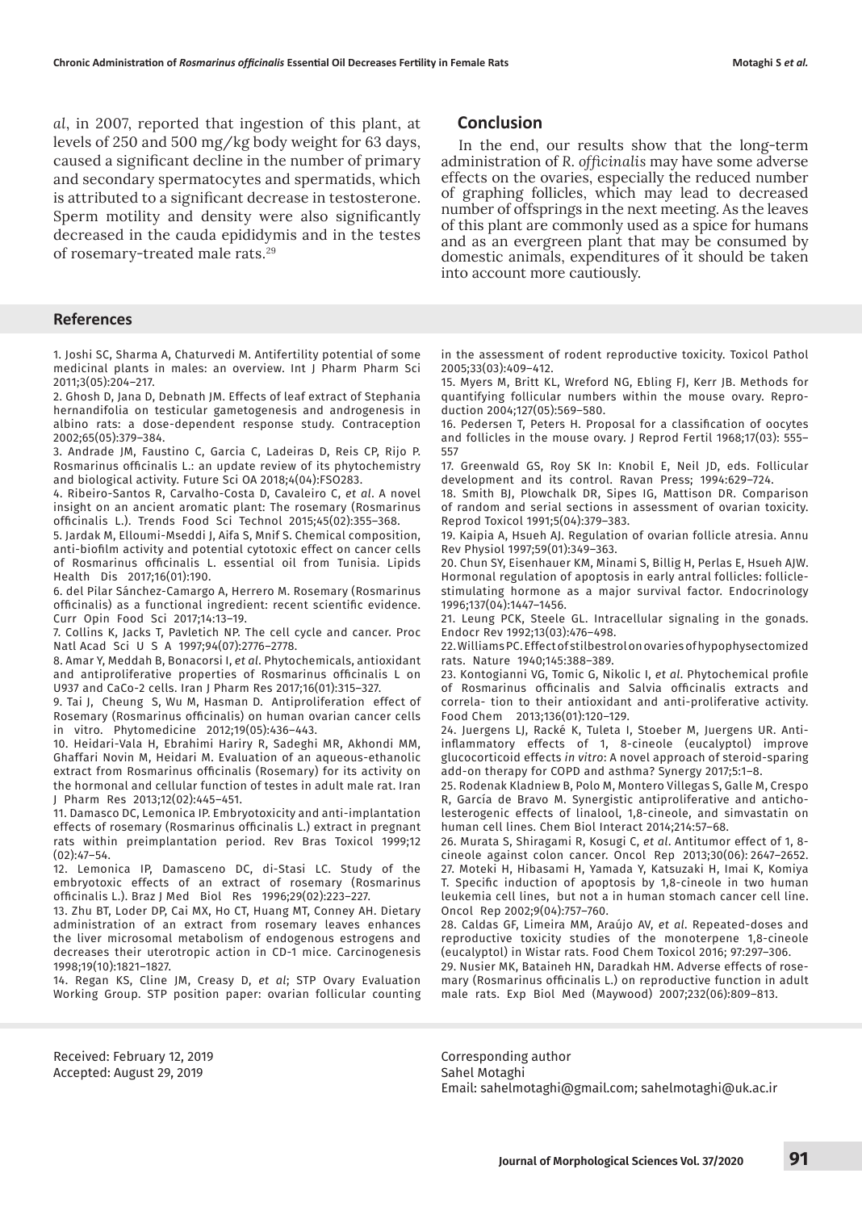*al*, in 2007, reported that ingestion of this plant, at levels of 250 and 500 mg/kg body weight for 63 days, caused a significant decline in the number of primary and secondary spermatocytes and spermatids, which is attributed to a significant decrease in testosterone. Sperm motility and density were also significantly decreased in the cauda epididymis and in the testes of rosemary-treated male rats.[29]

## Conclusion

In the end, our results show that the long-term administration of *R. officinalis* may have some adverse effects on the ovaries, especially the reduced number of graphing follicles, which may lead to decreased number of offsprings in the next meeting. As the leaves of this plant are commonly used as a spice for humans and as an evergreen plant that may be consumed by domestic animals, expenditures of it should be taken into account more cautiously.

## References

1. Joshi SC, Sharma A, Chaturvedi M. Antifertility potential of some medicinal plants in males: an overview. Int J Pharm Pharm Sci 2011;3(05):204–217.
2. Ghosh D, Jana D, Debnath JM. Effects of leaf extract of Stephania hernandifolia on testicular gametogenesis and androgenesis in albino rats: a dose-dependent response study. Contraception 2002;65(05):379–384.
3. Andrade JM, Faustino C, Garcia C, Ladeiras D, Reis CP, Rijo P. Rosmarinus officinalis L.: an update review of its phytochemistry and biological activity. Future Sci OA 2018;4(04):FSO283.
4. Ribeiro-Santos R, Carvalho-Costa D, Cavaleiro C, *et al*. A novel insight on an ancient aromatic plant: The rosemary (Rosmarinus officinalis L.). Trends Food Sci Technol 2015;45(02):355–368.
5. Jardak M, Elloumi-Mseddi J, Aifa S, Mnif S. Chemical composition, anti-biofilm activity and potential cytotoxic effect on cancer cells of Rosmarinus officinalis L. essential oil from Tunisia. Lipids Health Dis 2017;16(01):190.
6. del Pilar Sánchez-Camargo A, Herrero M. Rosemary (Rosmarinus officinalis) as a functional ingredient: recent scientific evidence. Curr Opin Food Sci 2017;14:13–19.
7. Collins K, Jacks T, Pavletich NP. The cell cycle and cancer. Proc Natl Acad Sci U S A 1997;94(07):2776–2778.
8. Amar Y, Meddah B, Bonacorsi I, *et al*. Phytochemicals, antioxidant and antiproliferative properties of Rosmarinus officinalis L on U937 and CaCo-2 cells. Iran J Pharm Res 2017;16(01):315–327.
9. Tai J, Cheung S, Wu M, Hasman D. Antiproliferation effect of Rosemary (Rosmarinus officinalis) on human ovarian cancer cells in vitro. Phytomedicine 2012;19(05):436–443.
10. Heidari-Vala H, Ebrahimi Hariry R, Sadeghi MR, Akhondi MM, Ghaffari Novin M, Heidari M. Evaluation of an aqueous-ethanolic extract from Rosmarinus officinalis (Rosemary) for its activity on the hormonal and cellular function of testes in adult male rat. Iran J Pharm Res 2013;12(02):445–451.
11. Damasco DC, Lemonica IP. Embryotoxicity and anti-implantation effects of rosemay (Rosmarinus officinalis L.) extract in pregnant rats within preimplantation period. Rev Bras Toxicol 1999;12 (02):47–54.
12. Lemonica IP, Damasceno DC, di-Stasi LC. Study of the embryotoxic effects of an extract of rosemary (Rosmarinus officinalis L.). Braz J Med Biol Res 1996;29(02):223–227.
13. Zhu BT, Loder DP, Cai MX, Ho CT, Huang MT, Conney AH. Dietary administration of an extract from rosemary leaves enhances the liver microsomal metabolism of endogenous estrogens and decreases their uterotropic action in CD-1 mice. Carcinogenesis 1998;19(10):1821–1827.
14. Regan KS, Cline JM, Creasy D, *et al*; STP Ovary Evaluation Working Group. STP position paper: ovarian follicular counting in the assessment of rodent reproductive toxicity. Toxicol Pathol 2005;33(03):409–412.
15. Myers M, Britt KL, Wreford NG, Ebling FJ, Kerr JB. Methods for quantifying follicular numbers within the mouse ovary. Reproduction 2004;127(05):569–580.
16. Pedersen T, Peters H. Proposal for a classification of oocytes and follicles in the mouse ovary. J Reprod Fertil 1968;17(03): 555–557
17. Greenwald GS, Roy SK In: Knobil E, Neil JD, eds. Follicular development and its control. Ravan Press; 1994:629–724.
18. Smith BJ, Plowchalk DR, Sipes IG, Mattison DR. Comparison of random and serial sections in assessment of ovarian toxicity. Reprod Toxicol 1991;5(04):379–383.
19. Kaipia A, Hsueh AJ. Regulation of ovarian follicle atresia. Annu Rev Physiol 1997;59(01):349–363.
20. Chun SY, Eisenhauer KM, Minami S, Billig H, Perlas E, Hsueh AJW. Hormonal regulation of apoptosis in early antral follicles: follicle-stimulating hormone as a major survival factor. Endocrinology 1996;137(04):1447–1456.
21. Leung PCK, Steele GL. Intracellular signaling in the gonads. Endocr Rev 1992;13(03):476–498.
22. Williams PC. Effect of stilbestrol on ovaries of hypophysectomized rats. Nature 1940;145:388–389.
23. Kontogianni VG, Tomic G, Nikolic I, *et al*. Phytochemical profile of Rosmarinus officinalis and Salvia officinalis extracts and correla- tion to their antioxidant and anti-proliferative activity. Food Chem 2013;136(01):120–129.
24. Juergens LJ, Racké K, Tuleta I, Stoeber M, Juergens UR. Anti-inflammatory effects of 1, 8-cineole (eucalyptol) improve glucocorticoid effects *in vitro*: A novel approach of steroid-sparing add-on therapy for COPD and asthma? Synergy 2017;5:1–8.
25. Rodenak Kladniew B, Polo M, Montero Villegas S, Galle M, Crespo R, García de Bravo M. Synergistic antiproliferative and anticholesterogenic effects of linalool, 1,8-cineole, and simvastatin on human cell lines. Chem Biol Interact 2014;214:57–68.
26. Murata S, Shiragami R, Kosugi C, *et al*. Antitumor effect of 1, 8-cineole against colon cancer. Oncol Rep 2013;30(06): 2647–2652.
27. Moteki H, Hibasami H, Yamada Y, Katsuzaki H, Imai K, Komiya T. Specific induction of apoptosis by 1,8-cineole in two human leukemia cell lines, but not a in human stomach cancer cell line. Oncol Rep 2002;9(04):757–760.
28. Caldas GF, Limeira MM, Araújo AV, *et al*. Repeated-doses and reproductive toxicity studies of the monoterpene 1,8-cineole (eucalyptol) in Wistar rats. Food Chem Toxicol 2016; 97:297–306.
29. Nusier MK, Bataineh HN, Daradkah HM. Adverse effects of rosemary (Rosmarinus officinalis L.) on reproductive function in adult male rats. Exp Biol Med (Maywood) 2007;232(06):809–813.

Received: February 12, 2019
Accepted: August 29, 2019

Corresponding author
Sahel Motaghi
Email: sahelmotaghi@gmail.com; sahelmotaghi@uk.ac.ir